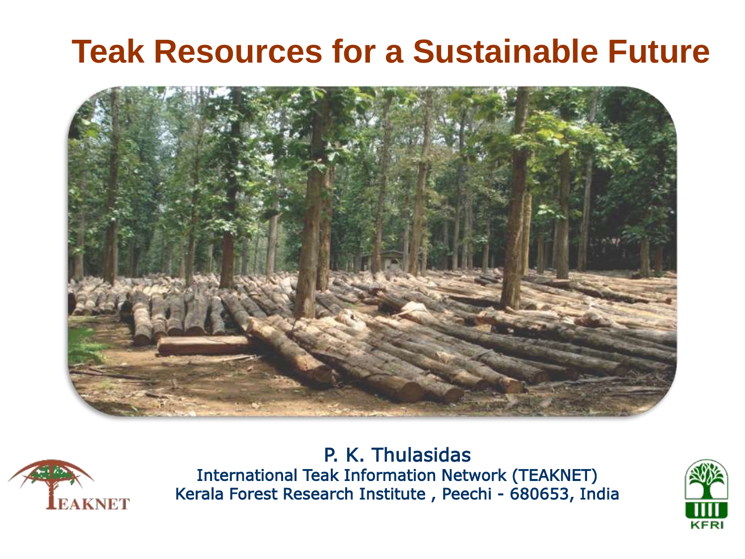# Teak Resources for a Sustainable Future

P. K. Thulasidas

International Teak Information Network (TEAKNET)

Kerala Forest Research Institute , Peechi - 680653, India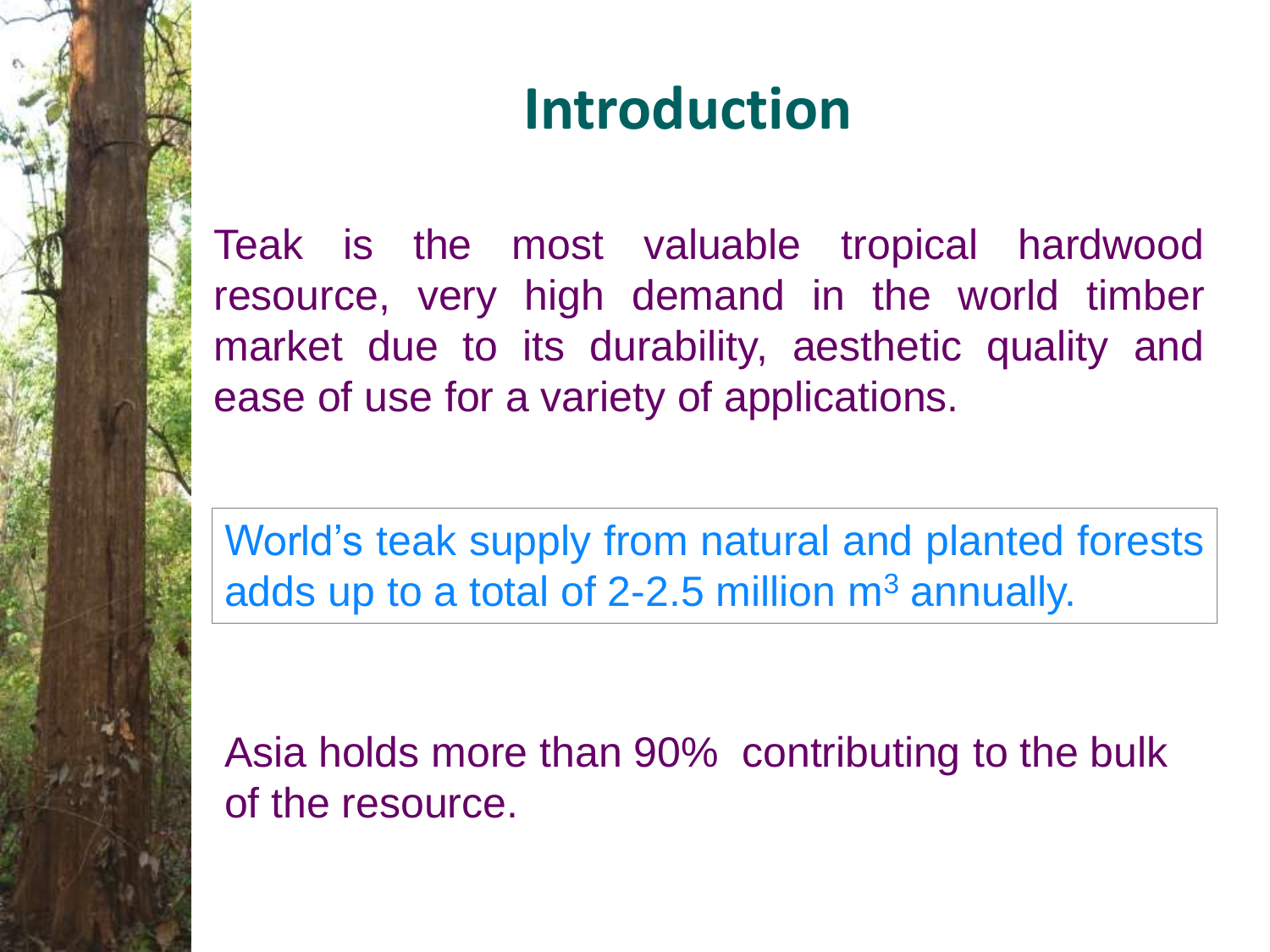# Introduction

Teak is the most valuable tropical hardwood resource, very high demand in the world timber market due to its durability, aesthetic quality and ease of use for a variety of applications.

World's teak supply from natural and planted forests adds up to a total of 2-2.5 million $m^3$ annually.

Asia holds more than 90% contributing to the bulk of the resource.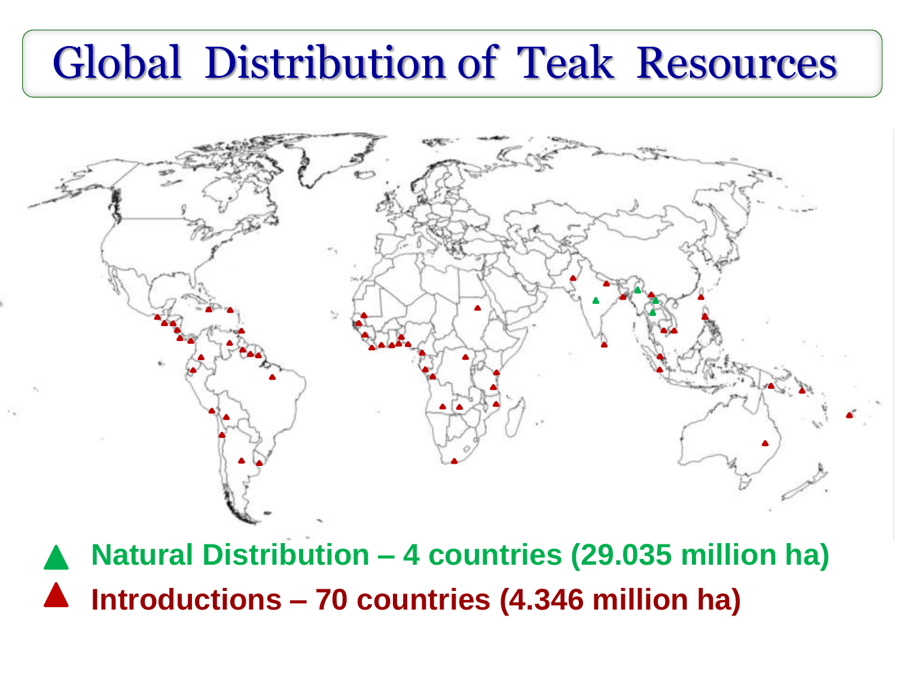# Global Distribution of Teak Resources

▲ **Natural Distribution – 4 countries (29.035 million ha)**

▲ **Introductions – 70 countries (4.346 million ha)**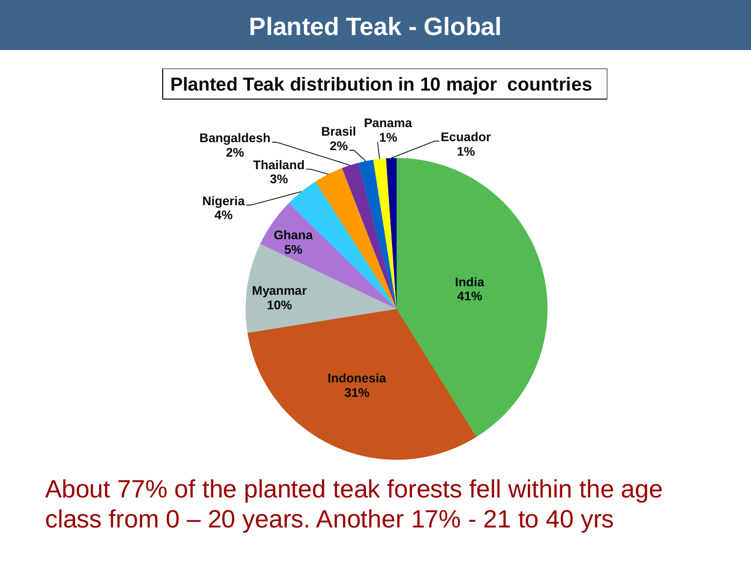# Planted Teak - Global

**Planted Teak distribution in 10 major countries**

| Country | Share |
|---|---|
| India | 41% |
| Indonesia | 31% |
| Myanmar | 10% |
| Ghana | 5% |
| Nigeria | 4% |
| Thailand | 3% |
| Bangaldesh | 2% |
| Brasil | 2% |
| Panama | 1% |
| Ecuador | 1% |

About 77% of the planted teak forests fell within the age class from 0 – 20 years. Another 17% - 21 to 40 yrs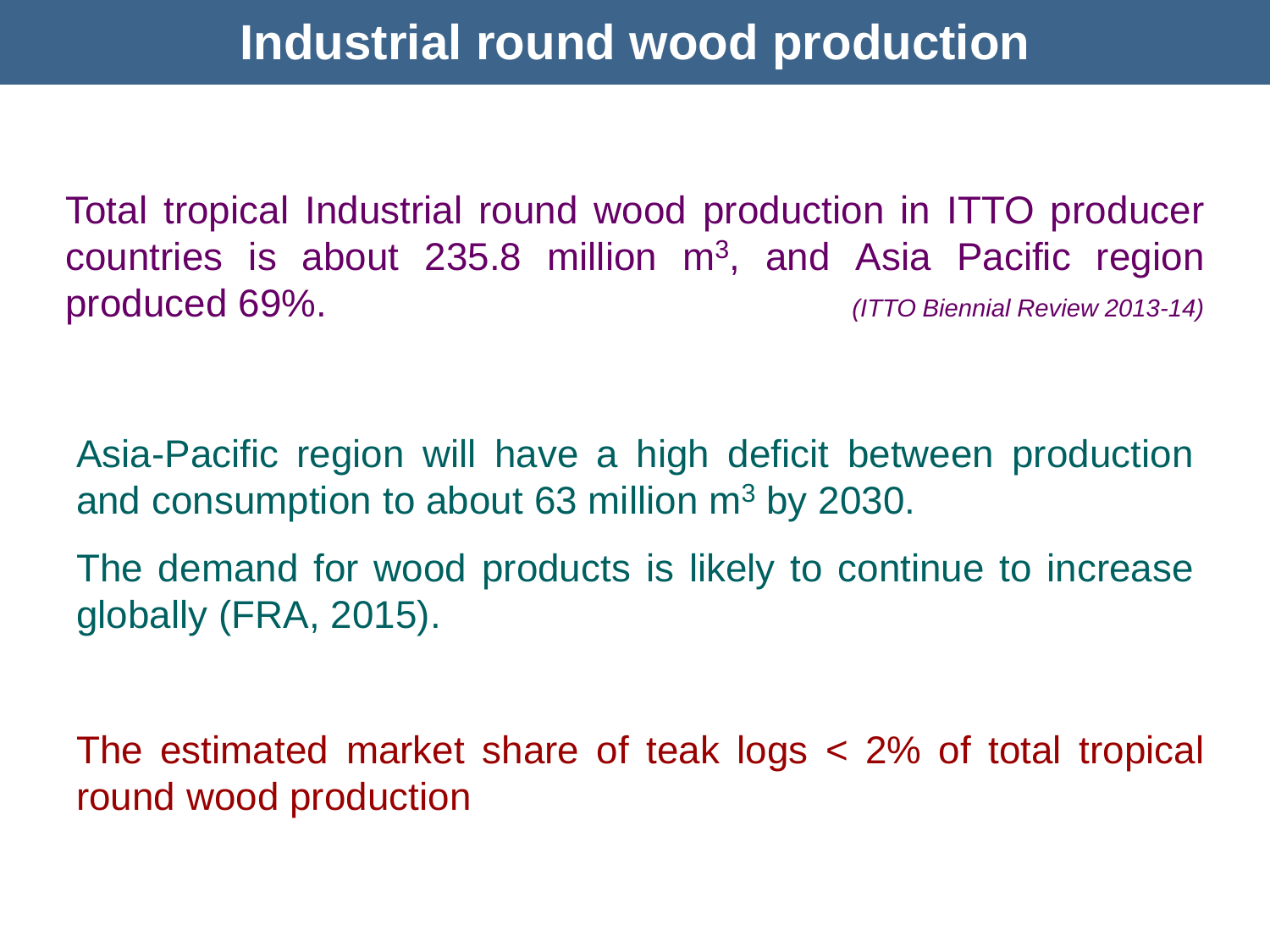# Industrial round wood production

Total tropical Industrial round wood production in ITTO producer countries is about 235.8 million $m^3$, and Asia Pacific region produced 69%. *(ITTO Biennial Review 2013-14)*

Asia-Pacific region will have a high deficit between production and consumption to about 63 million $m^3$ by 2030.

The demand for wood products is likely to continue to increase globally (FRA, 2015).

The estimated market share of teak logs < 2% of total tropical round wood production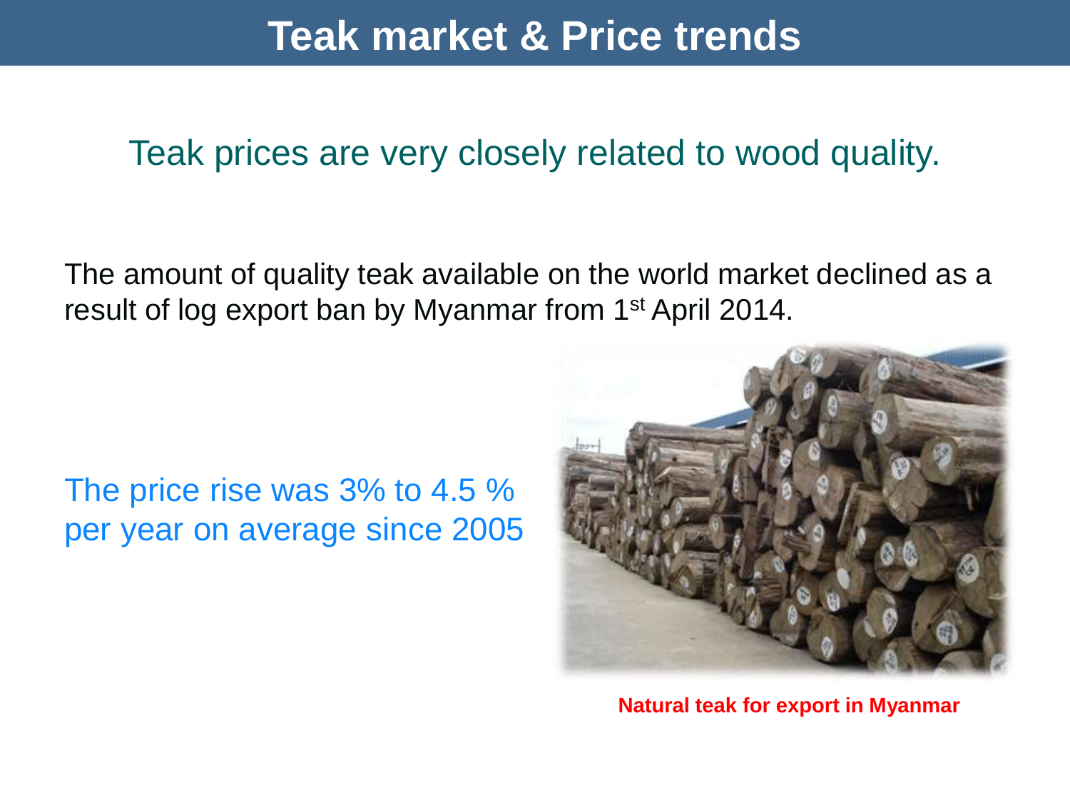# Teak market & Price trends

Teak prices are very closely related to wood quality.

The amount of quality teak available on the world market declined as a result of log export ban by Myanmar from 1st April 2014.

The price rise was 3% to 4.5 % per year on average since 2005

**Natural teak for export in Myanmar**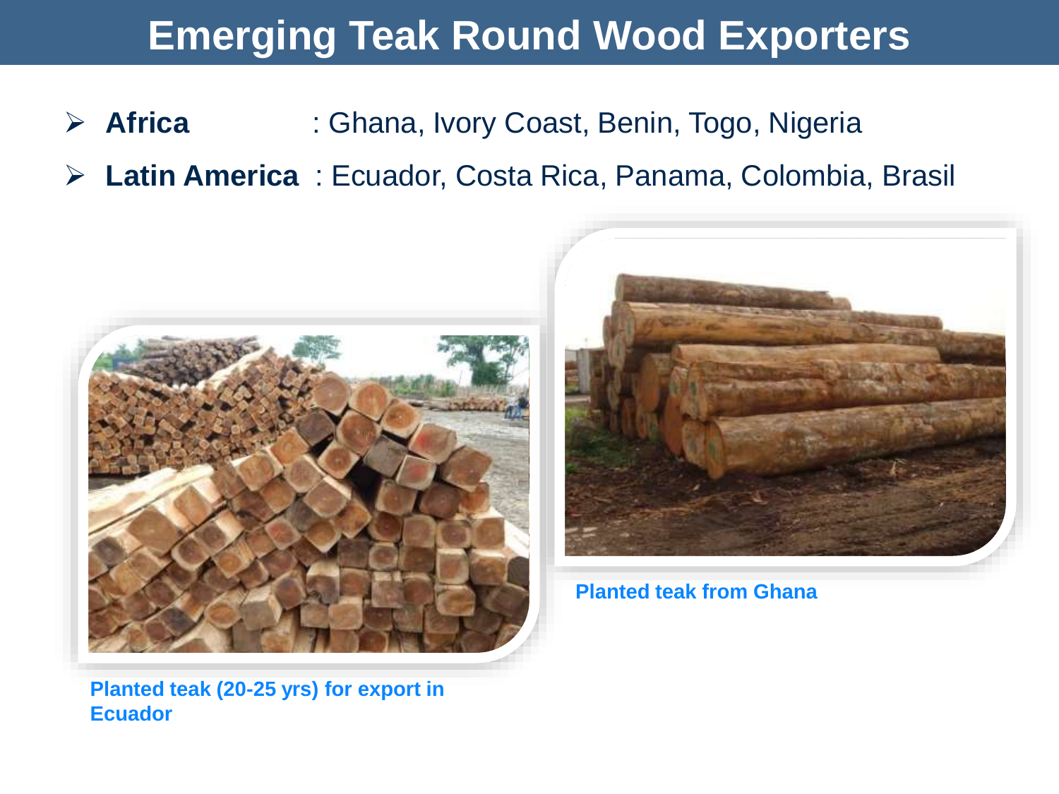# Emerging Teak Round Wood Exporters

- **Africa** : Ghana, Ivory Coast, Benin, Togo, Nigeria
- **Latin America** : Ecuador, Costa Rica, Panama, Colombia, Brasil

**Planted teak from Ghana**

**Planted teak (20-25 yrs) for export in Ecuador**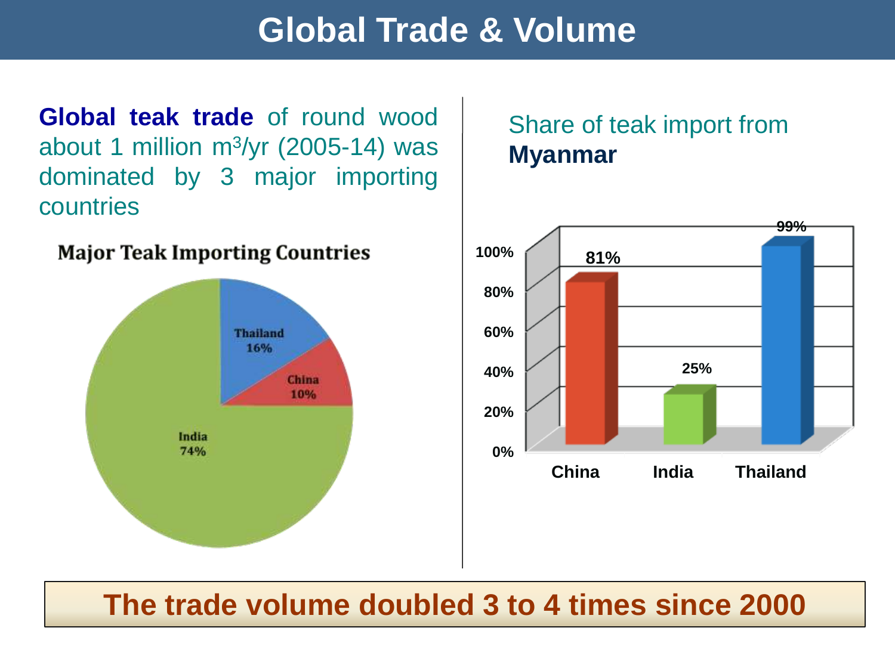# Global Trade & Volume

**Global teak trade** of round wood about 1 million $m^3$/yr (2005-14) was dominated by 3 major importing countries

**Major Teak Importing Countries**

| Country | Share |
| --- | --- |
| India | 74% |
| Thailand | 16% |
| China | 10% |

Share of teak import from **Myanmar**

| Country | Share |
| --- | --- |
| China | 81% |
| India | 25% |
| Thailand | 99% |

**The trade volume doubled 3 to 4 times since 2000**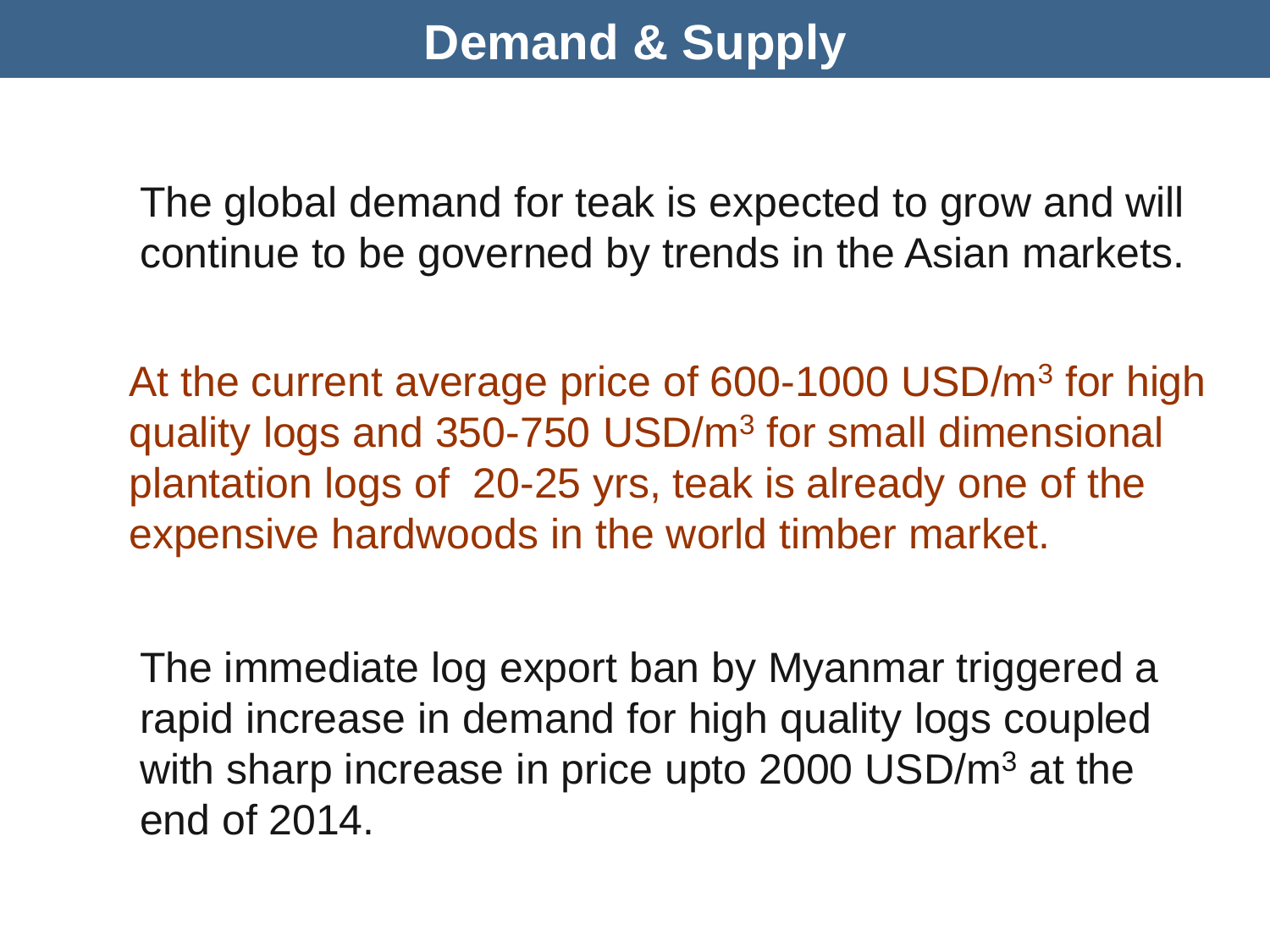# Demand & Supply

The global demand for teak is expected to grow and will continue to be governed by trends in the Asian markets.

At the current average price of 600-1000 USD/$m^3$ for high quality logs and 350-750 USD/$m^3$ for small dimensional plantation logs of 20-25 yrs, teak is already one of the expensive hardwoods in the world timber market.

The immediate log export ban by Myanmar triggered a rapid increase in demand for high quality logs coupled with sharp increase in price upto 2000 USD/$m^3$ at the end of 2014.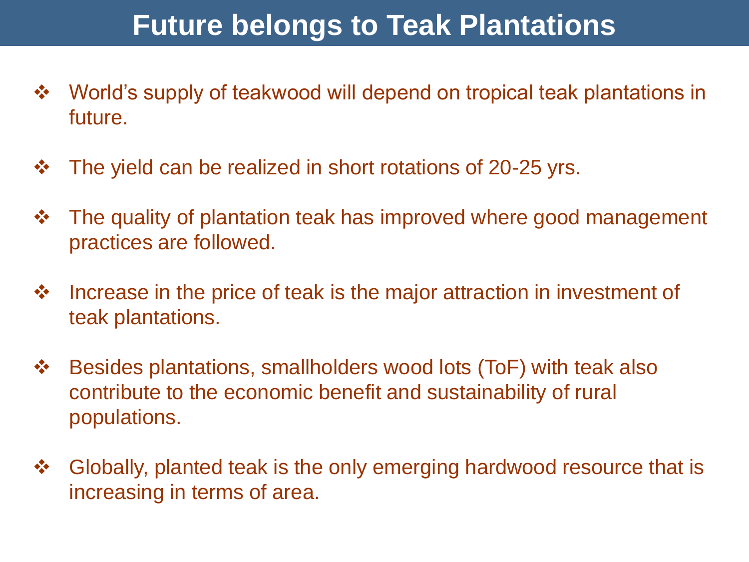# Future belongs to Teak Plantations

- World's supply of teakwood will depend on tropical teak plantations in future.
- The yield can be realized in short rotations of 20-25 yrs.
- The quality of plantation teak has improved where good management practices are followed.
- Increase in the price of teak is the major attraction in investment of teak plantations.
- Besides plantations, smallholders wood lots (ToF) with teak also contribute to the economic benefit and sustainability of rural populations.
- Globally, planted teak is the only emerging hardwood resource that is increasing in terms of area.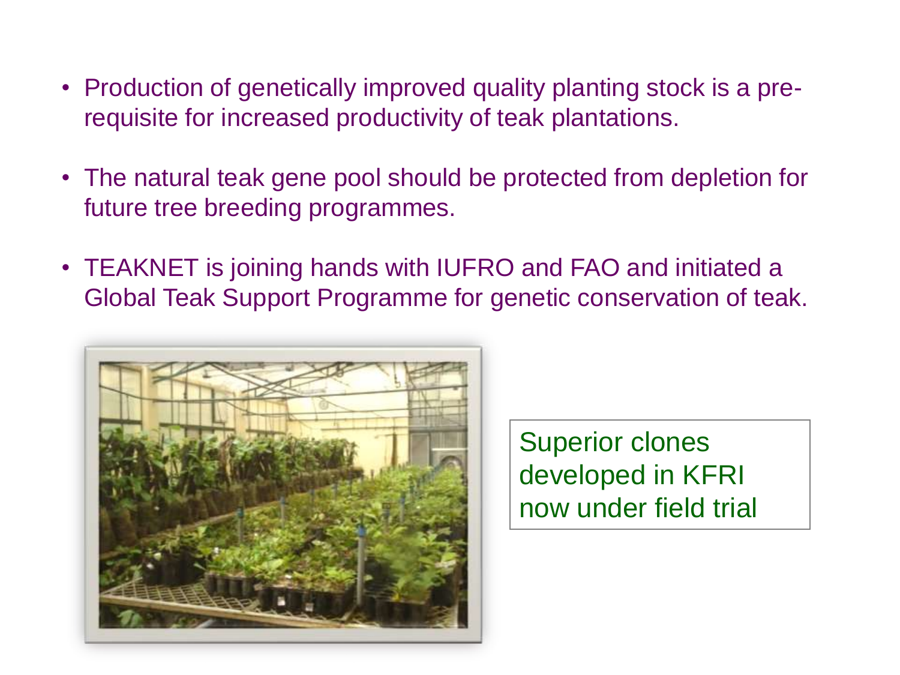- Production of genetically improved quality planting stock is a pre-requisite for increased productivity of teak plantations.
- The natural teak gene pool should be protected from depletion for future tree breeding programmes.
- TEAKNET is joining hands with IUFRO and FAO and initiated a Global Teak Support Programme for genetic conservation of teak.

Superior clones developed in KFRI now under field trial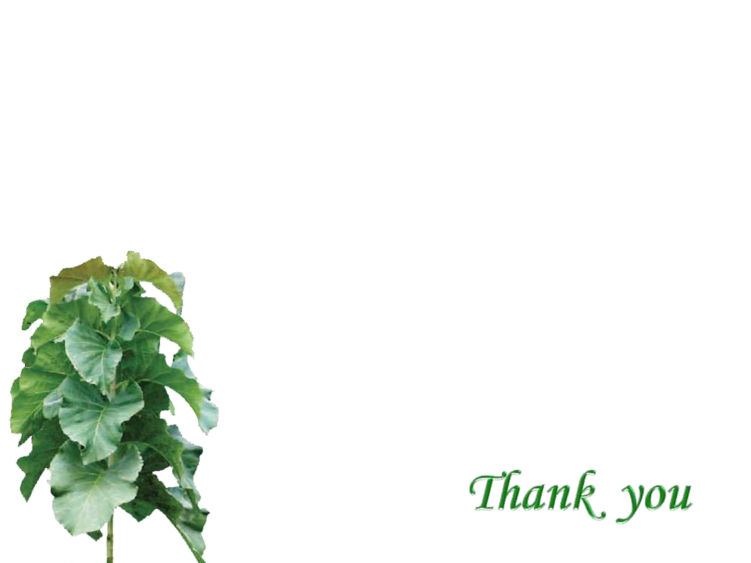Thank you